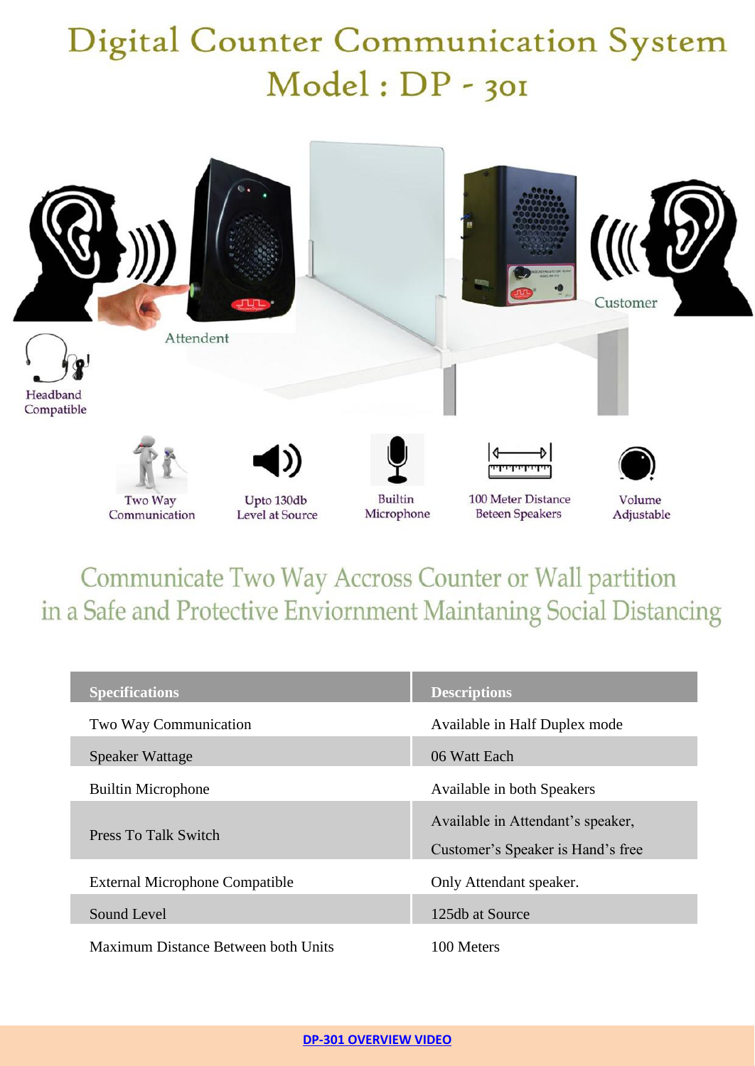# Digital Counter Communication System
## Model : DP - 301

Attendent

Customer

Headband Compatible

Two Way Communication

Upto 130db Level at Source

Builtin Microphone

100 Meter Distance Beteen Speakers

Volume Adjustable

## Communicate Two Way Accross Counter or Wall partition in a Safe and Protective Enviornment Maintaning Social Distancing

| Specifications | Descriptions |
|---|---|
| Two Way Communication | Available in Half Duplex mode |
| Speaker Wattage | 06 Watt Each |
| Builtin Microphone | Available in both Speakers |
| Press To Talk Switch | Available in Attendant's speaker, Customer's Speaker is Hand's free |
| External Microphone Compatible | Only Attendant speaker. |
| Sound Level | 125db at Source |
| Maximum Distance Between both Units | 100 Meters |

**DP-301 OVERVIEW VIDEO**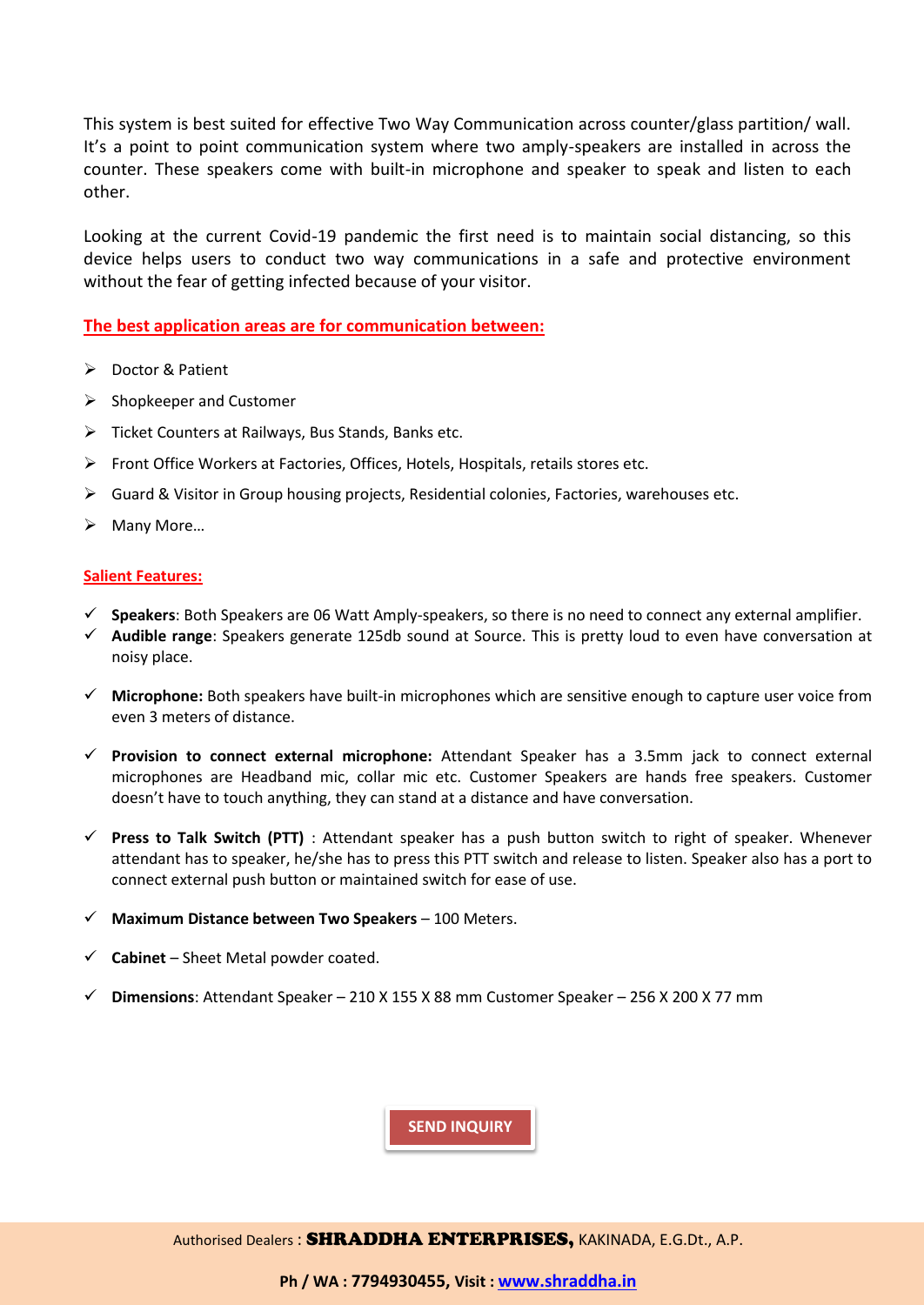This system is best suited for effective Two Way Communication across counter/glass partition/ wall. It's a point to point communication system where two amply-speakers are installed in across the counter. These speakers come with built-in microphone and speaker to speak and listen to each other.

Looking at the current Covid-19 pandemic the first need is to maintain social distancing, so this device helps users to conduct two way communications in a safe and protective environment without the fear of getting infected because of your visitor.

**The best application areas are for communication between:**

- Doctor & Patient
- Shopkeeper and Customer
- Ticket Counters at Railways, Bus Stands, Banks etc.
- Front Office Workers at Factories, Offices, Hotels, Hospitals, retails stores etc.
- Guard & Visitor in Group housing projects, Residential colonies, Factories, warehouses etc.
- Many More…

**Salient Features:**

- ✓ **Speakers**: Both Speakers are 06 Watt Amply-speakers, so there is no need to connect any external amplifier.
- ✓ **Audible range**: Speakers generate 125db sound at Source. This is pretty loud to even have conversation at noisy place.
- ✓ **Microphone:** Both speakers have built-in microphones which are sensitive enough to capture user voice from even 3 meters of distance.
- ✓ **Provision to connect external microphone:** Attendant Speaker has a 3.5mm jack to connect external microphones are Headband mic, collar mic etc. Customer Speakers are hands free speakers. Customer doesn't have to touch anything, they can stand at a distance and have conversation.
- ✓ **Press to Talk Switch (PTT)** : Attendant speaker has a push button switch to right of speaker. Whenever attendant has to speaker, he/she has to press this PTT switch and release to listen. Speaker also has a port to connect external push button or maintained switch for ease of use.
- ✓ **Maximum Distance between Two Speakers** – 100 Meters.
- ✓ **Cabinet** – Sheet Metal powder coated.
- ✓ **Dimensions**: Attendant Speaker – 210 X 155 X 88 mm Customer Speaker – 256 X 200 X 77 mm

SEND INQUIRY

Authorised Dealers : **SHRADDHA ENTERPRISES,** KAKINADA, E.G.Dt., A.P.

**Ph / WA : 7794930455, Visit : www.shraddha.in**